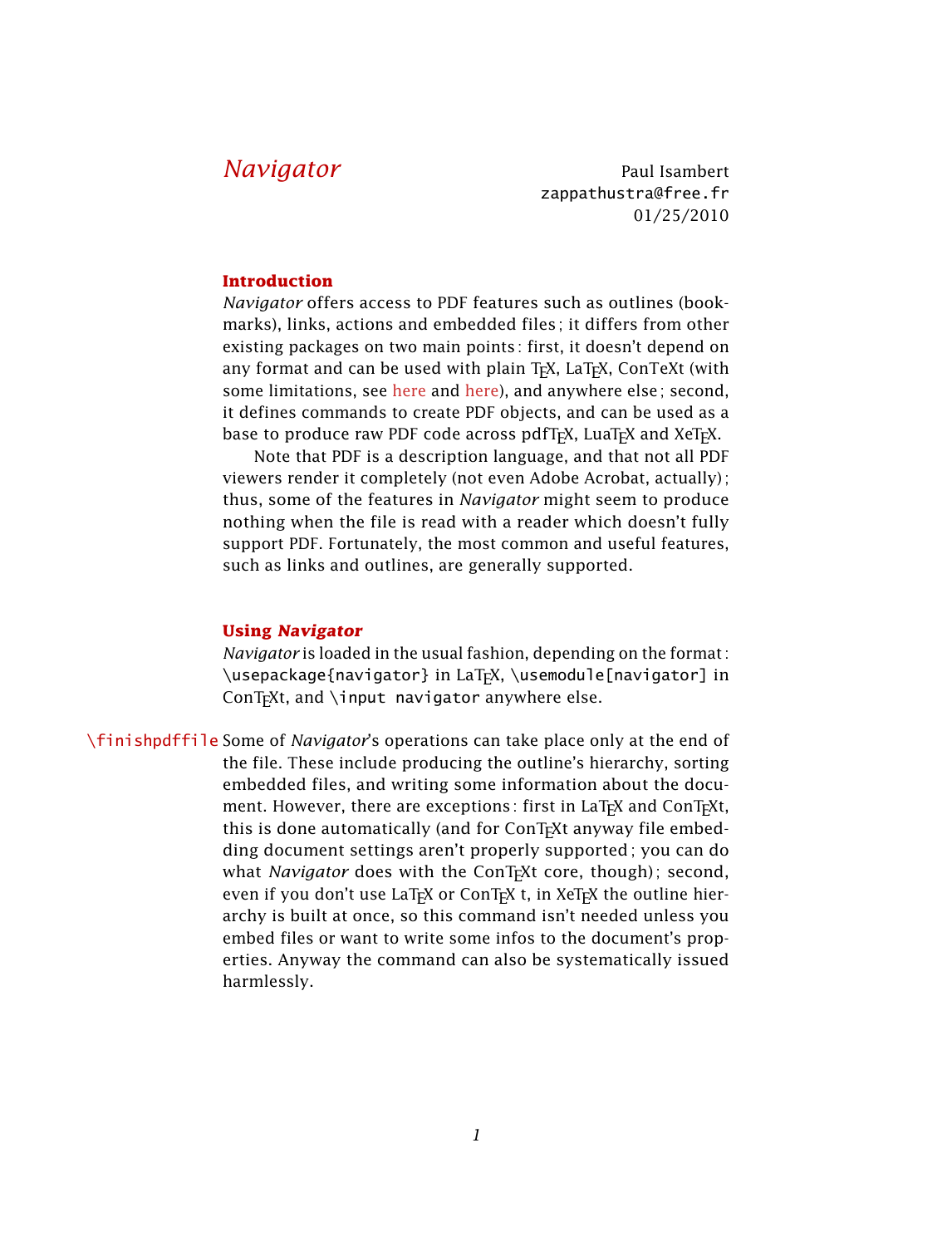# *Navigator*

Paul Isambert
zappathustra@free.fr
01/25/2010

## Introduction

*Navigator* offers access to PDF features such as outlines (bookmarks), links, actions and embedded files ; it differs from other existing packages on two main points : first, it doesn't depend on any format and can be used with plain TEX, LaTEX, ConTeXt (with some limitations, see here and here), and anywhere else ; second, it defines commands to create PDF objects, and can be used as a base to produce raw PDF code across pdfTEX, LuaTEX and XeTEX.

Note that PDF is a description language, and that not all PDF viewers render it completely (not even Adobe Acrobat, actually) ; thus, some of the features in *Navigator* might seem to produce nothing when the file is read with a reader which doesn't fully support PDF. Fortunately, the most common and useful features, such as links and outlines, are generally supported.

## Using *Navigator*

*Navigator* is loaded in the usual fashion, depending on the format : `\usepackage{navigator}` in LaTEX, `\usemodule[navigator]` in ConTEXt, and `\input navigator` anywhere else.

`\finishpdffile` Some of *Navigator*'s operations can take place only at the end of the file. These include producing the outline's hierarchy, sorting embedded files, and writing some information about the document. However, there are exceptions : first in LaTEX and ConTEXt, this is done automatically (and for ConTEXt anyway file embedding document settings aren't properly supported ; you can do what *Navigator* does with the ConTEXt core, though) ; second, even if you don't use LaTEX or ConTEX t, in XeTEX the outline hierarchy is built at once, so this command isn't needed unless you embed files or want to write some infos to the document's properties. Anyway the command can also be systematically issued harmlessly.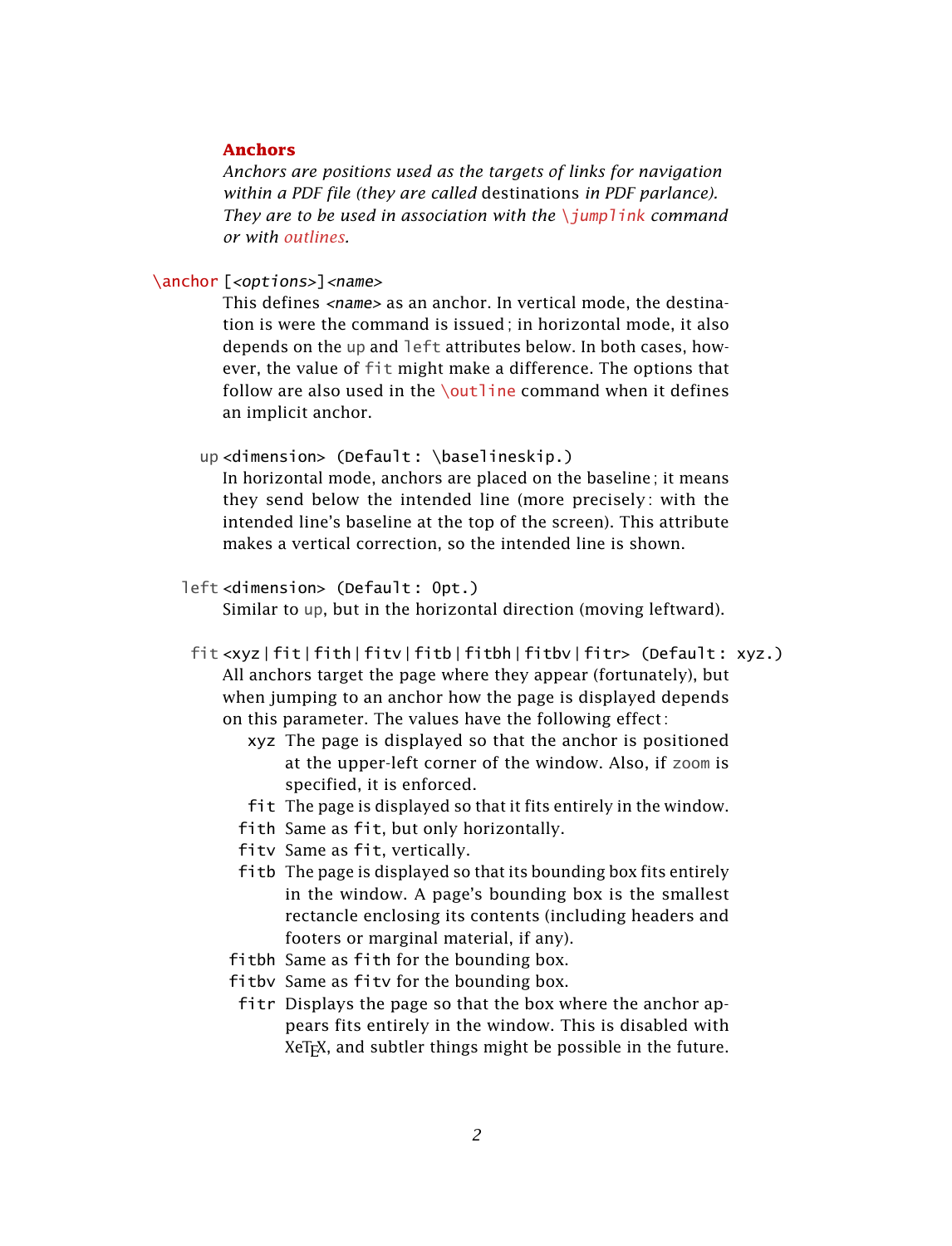### Anchors

*Anchors are positions used as the targets of links for navigation within a PDF file (they are called* destinations *in PDF parlance). They are to be used in association with the* `\jumplink` *command or with* outlines.

`\anchor [<options>]<name>`

This defines *<name>* as an anchor. In vertical mode, the destination is were the command is issued ; in horizontal mode, it also depends on the `up` and `left` attributes below. In both cases, however, the value of `fit` might make a difference. The options that follow are also used in the `\outline` command when it defines an implicit anchor.

`up <dimension> (Default : \baselineskip.)`

In horizontal mode, anchors are placed on the baseline ; it means they send below the intended line (more precisely : with the intended line's baseline at the top of the screen). This attribute makes a vertical correction, so the intended line is shown.

`left <dimension> (Default : 0pt.)`

Similar to `up`, but in the horizontal direction (moving leftward).

`fit <xyz | fit | fith | fitv | fitb | fitbh | fitbv | fitr> (Default : xyz.)`

All anchors target the page where they appear (fortunately), but when jumping to an anchor how the page is displayed depends on this parameter. The values have the following effect :

- `xyz` The page is displayed so that the anchor is positioned at the upper-left corner of the window. Also, if `zoom` is specified, it is enforced.
- `fit` The page is displayed so that it fits entirely in the window.
- `fith` Same as `fit`, but only horizontally.
- `fitv` Same as `fit`, vertically.
- `fitb` The page is displayed so that its bounding box fits entirely in the window. A page's bounding box is the smallest rectancle enclosing its contents (including headers and footers or marginal material, if any).
- `fitbh` Same as `fith` for the bounding box.
- `fitbv` Same as `fitv` for the bounding box.
- `fitr` Displays the page so that the box where the anchor appears fits entirely in the window. This is disabled with XeTEX, and subtler things might be possible in the future.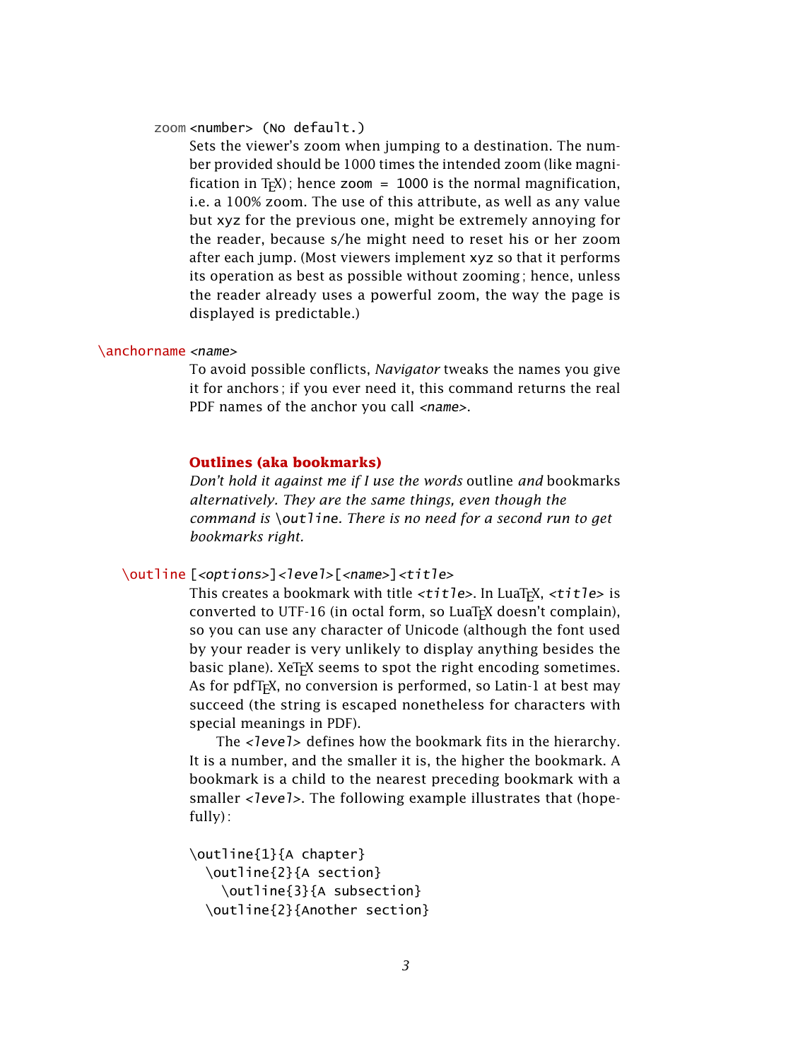`zoom` `<number> (No default.)`

Sets the viewer's zoom when jumping to a destination. The number provided should be 1000 times the intended zoom (like magnification in TeX); hence `zoom = 1000` is the normal magnification, i.e. a 100% zoom. The use of this attribute, as well as any value but xyz for the previous one, might be extremely annoying for the reader, because s/he might need to reset his or her zoom after each jump. (Most viewers implement xyz so that it performs its operation as best as possible without zooming ; hence, unless the reader already uses a powerful zoom, the way the page is displayed is predictable.)

`\anchorname` *<name>*

To avoid possible conflicts, *Navigator* tweaks the names you give it for anchors ; if you ever need it, this command returns the real PDF names of the anchor you call *<name>*.

### Outlines (aka bookmarks)

*Don't hold it against me if I use the words* outline *and* bookmarks *alternatively. They are the same things, even though the command is* `\outline`*. There is no need for a second run to get bookmarks right.*

`\outline` `[<options>]<level>[<name>]<title>`

This creates a bookmark with title `<title>`. In LuaTeX, `<title>` is converted to UTF-16 (in octal form, so LuaTeX doesn't complain), so you can use any character of Unicode (although the font used by your reader is very unlikely to display anything besides the basic plane). XeTeX seems to spot the right encoding sometimes. As for pdfTeX, no conversion is performed, so Latin-1 at best may succeed (the string is escaped nonetheless for characters with special meanings in PDF).

The `<level>` defines how the bookmark fits in the hierarchy. It is a number, and the smaller it is, the higher the bookmark. A bookmark is a child to the nearest preceding bookmark with a smaller `<level>`. The following example illustrates that (hopefully) :

```
\outline{1}{A chapter}
  \outline{2}{A section}
    \outline{3}{A subsection}
  \outline{2}{Another section}
```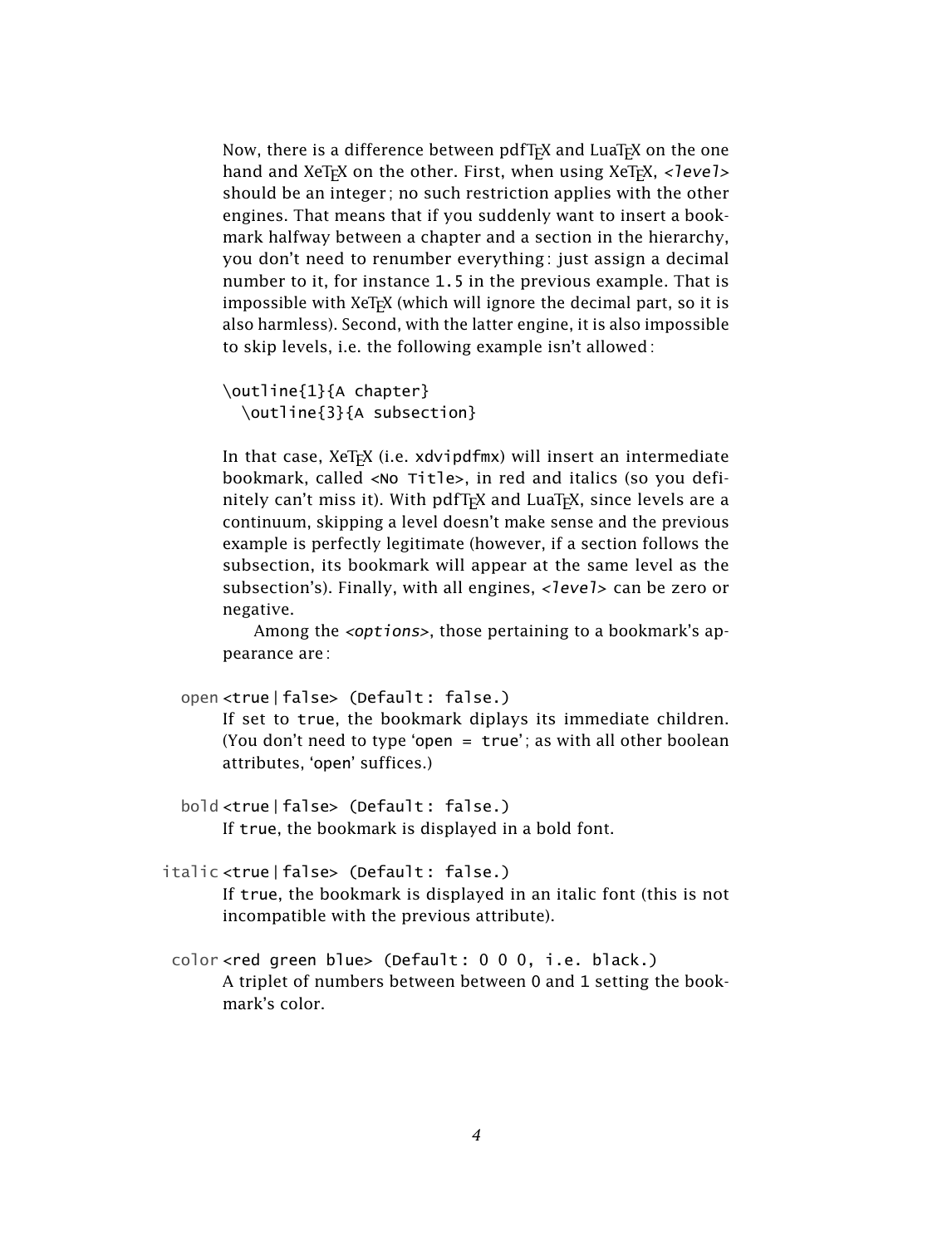Now, there is a difference between pdfTeX and LuaTeX on the one hand and XeTeX on the other. First, when using XeTeX, *<level>* should be an integer; no such restriction applies with the other engines. That means that if you suddenly want to insert a bookmark halfway between a chapter and a section in the hierarchy, you don't need to renumber everything: just assign a decimal number to it, for instance `1.5` in the previous example. That is impossible with XeTeX (which will ignore the decimal part, so it is also harmless). Second, with the latter engine, it is also impossible to skip levels, i.e. the following example isn't allowed:

```
\outline{1}{A chapter}
  \outline{3}{A subsection}
```

In that case, XeTeX (i.e. `xdvipdfmx`) will insert an intermediate bookmark, called `<No Title>`, in red and italics (so you definitely can't miss it). With pdfTeX and LuaTeX, since levels are a continuum, skipping a level doesn't make sense and the previous example is perfectly legitimate (however, if a section follows the subsection, its bookmark will appear at the same level as the subsection's). Finally, with all engines, *<level>* can be zero or negative.

Among the *<options>*, those pertaining to a bookmark's appearance are:

**open** `<true|false> (Default: false.)`
If set to `true`, the bookmark diplays its immediate children. (You don't need to type '`open = true`'; as with all other boolean attributes, '`open`' suffices.)

**bold** `<true|false> (Default: false.)`
If `true`, the bookmark is displayed in a bold font.

**italic** `<true|false> (Default: false.)`
If `true`, the bookmark is displayed in an italic font (this is not incompatible with the previous attribute).

**color** `<red green blue> (Default: 0 0 0, i.e. black.)`
A triplet of numbers between between 0 and 1 setting the bookmark's color.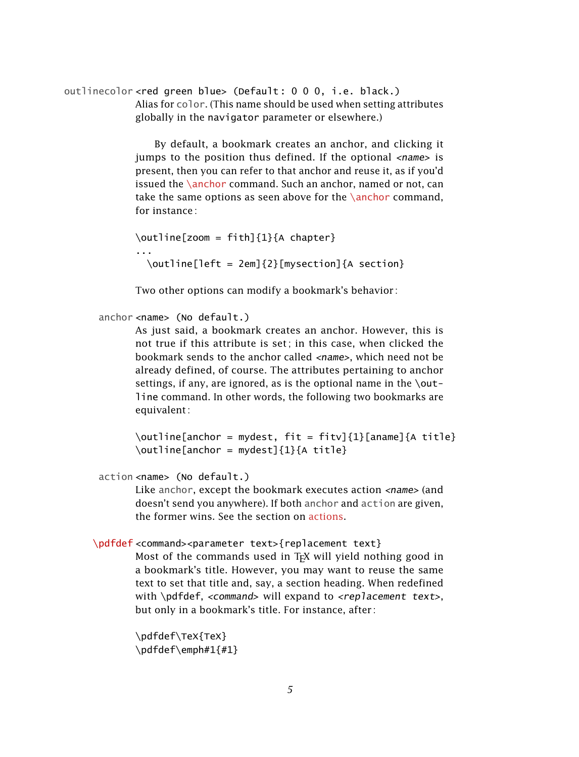`outlinecolor` `<red green blue>` `(Default: 0 0 0, i.e. black.)`
Alias for `color`. (This name should be used when setting attributes globally in the `navigator` parameter or elsewhere.)

By default, a bookmark creates an anchor, and clicking it jumps to the position thus defined. If the optional *<name>* is present, then you can refer to that anchor and reuse it, as if you'd issued the `\anchor` command. Such an anchor, named or not, can take the same options as seen above for the `\anchor` command, for instance:

```
\outline[zoom = fith]{1}{A chapter}
...
  \outline[left = 2em]{2}[mysection]{A section}
```

Two other options can modify a bookmark's behavior:

`anchor` `<name>` `(No default.)`
As just said, a bookmark creates an anchor. However, this is not true if this attribute is set; in this case, when clicked the bookmark sends to the anchor called *<name>*, which need not be already defined, of course. The attributes pertaining to anchor settings, if any, are ignored, as is the optional name in the `\outline` command. In other words, the following two bookmarks are equivalent:

```
\outline[anchor = mydest, fit = fitv]{1}[aname]{A title}
\outline[anchor = mydest]{1}{A title}
```

`action` `<name>` `(No default.)`
Like `anchor`, except the bookmark executes action *<name>* (and doesn't send you anywhere). If both `anchor` and `action` are given, the former wins. See the section on actions.

`\pdfdef` `<command><parameter text>{replacement text}`
Most of the commands used in TeX will yield nothing good in a bookmark's title. However, you may want to reuse the same text to set that title and, say, a section heading. When redefined with `\pdfdef`, *<command>* will expand to *<replacement text>*, but only in a bookmark's title. For instance, after:

```
\pdfdef\TeX{TeX}
\pdfdef\emph#1{#1}
```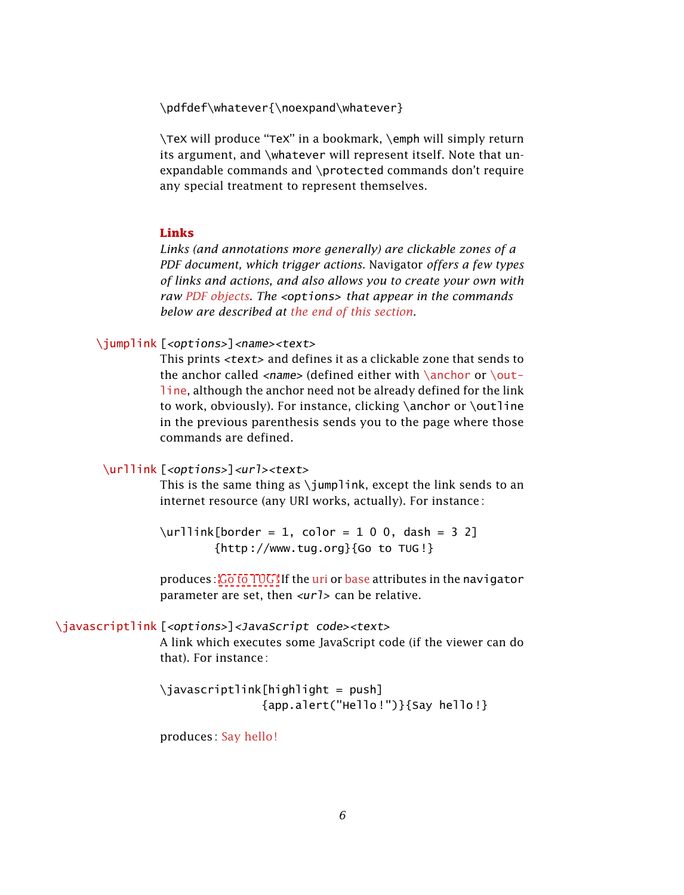```
\pdfdef\whatever{\noexpand\whatever}
```

`\TeX` will produce "TeX" in a bookmark, `\emph` will simply return its argument, and `\whatever` will represent itself. Note that unexpandable commands and `\protected` commands don't require any special treatment to represent themselves.

## Links

*Links (and annotations more generally) are clickable zones of a PDF document, which trigger actions.* Navigator *offers a few types of links and actions, and also allows you to create your own with raw PDF objects. The* <options> *that appear in the commands below are described at the end of this section.*

`\jumplink [<options>]<name><text>`

This prints <text> and defines it as a clickable zone that sends to the anchor called <name> (defined either with `\anchor` or `\outline`, although the anchor need not be already defined for the link to work, obviously). For instance, clicking `\anchor` or `\outline` in the previous parenthesis sends you to the page where those commands are defined.

`\urllink [<options>]<url><text>`

This is the same thing as `\jumplink`, except the link sends to an internet resource (any URI works, actually). For instance:

```
\urllink[border = 1, color = 1 0 0, dash = 3 2]
        {http://www.tug.org}{Go to TUG!}
```

produces: Go to TUG! If the uri or base attributes in the `navigator` parameter are set, then <url> can be relative.

`\javascriptlink [<options>]<JavaScript code><text>`

A link which executes some JavaScript code (if the viewer can do that). For instance:

```
\javascriptlink[highlight = push]
               {app.alert("Hello!")}{Say hello!}
```

produces: Say hello!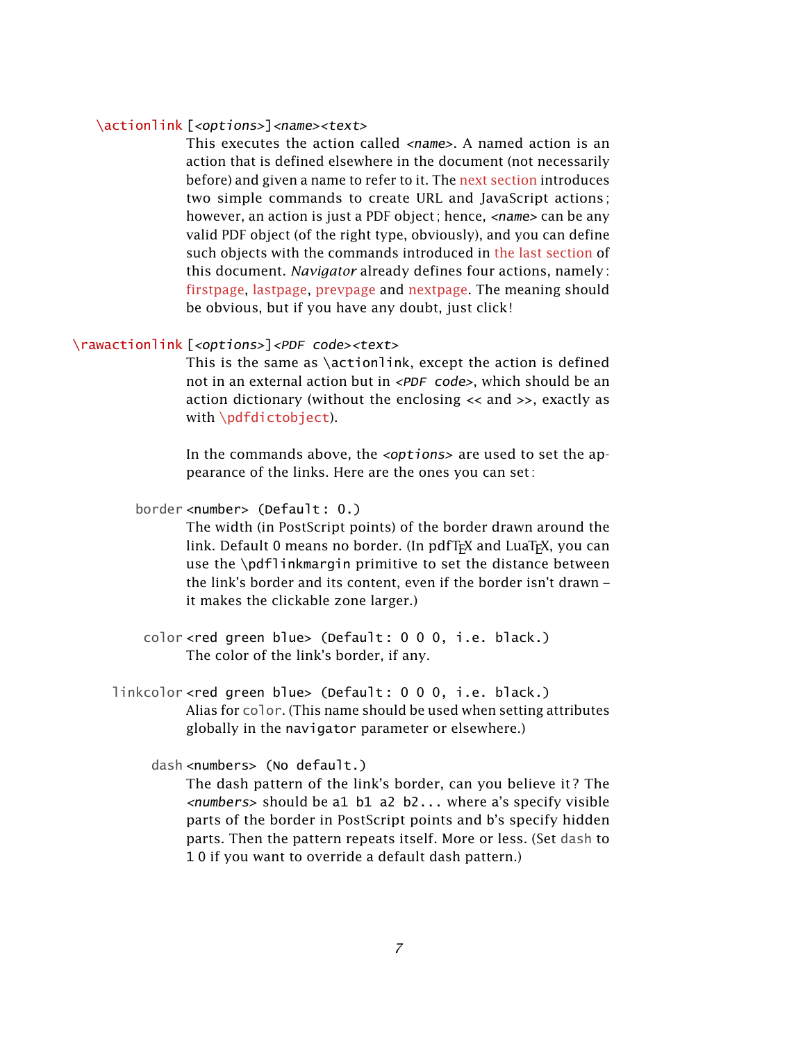`\actionlink` [*<options>*]*<name>*<*text*>

This executes the action called *<name>*. A named action is an action that is defined elsewhere in the document (not necessarily before) and given a name to refer to it. The next section introduces two simple commands to create URL and JavaScript actions ; however, an action is just a PDF object ; hence, *<name>* can be any valid PDF object (of the right type, obviously), and you can define such objects with the commands introduced in the last section of this document. *Navigator* already defines four actions, namely : firstpage, lastpage, prevpage and nextpage. The meaning should be obvious, but if you have any doubt, just click !

`\rawactionlink` [*<options>*]*<PDF code>*<*text*>

This is the same as `\actionlink`, except the action is defined not in an external action but in *<PDF code>*, which should be an action dictionary (without the enclosing `<<` and `>>`, exactly as with `\pdfdictobject`).

In the commands above, the *<options>* are used to set the appearance of the links. Here are the ones you can set :

`border` `<number>` `(Default : 0.)`

The width (in PostScript points) of the border drawn around the link. Default 0 means no border. (In pdfTEX and LuaTEX, you can use the `\pdflinkmargin` primitive to set the distance between the link's border and its content, even if the border isn't drawn – it makes the clickable zone larger.)

`color` `<red green blue>` `(Default : 0 0 0, i.e. black.)`

The color of the link's border, if any.

`linkcolor` `<red green blue>` `(Default : 0 0 0, i.e. black.)`

Alias for `color`. (This name should be used when setting attributes globally in the `navigator` parameter or elsewhere.)

`dash` `<numbers>` `(No default.)`

The dash pattern of the link's border, can you believe it ? The *<numbers>* should be `a1 b1 a2 b2...` where a's specify visible parts of the border in PostScript points and b's specify hidden parts. Then the pattern repeats itself. More or less. (Set `dash` to 1 0 if you want to override a default dash pattern.)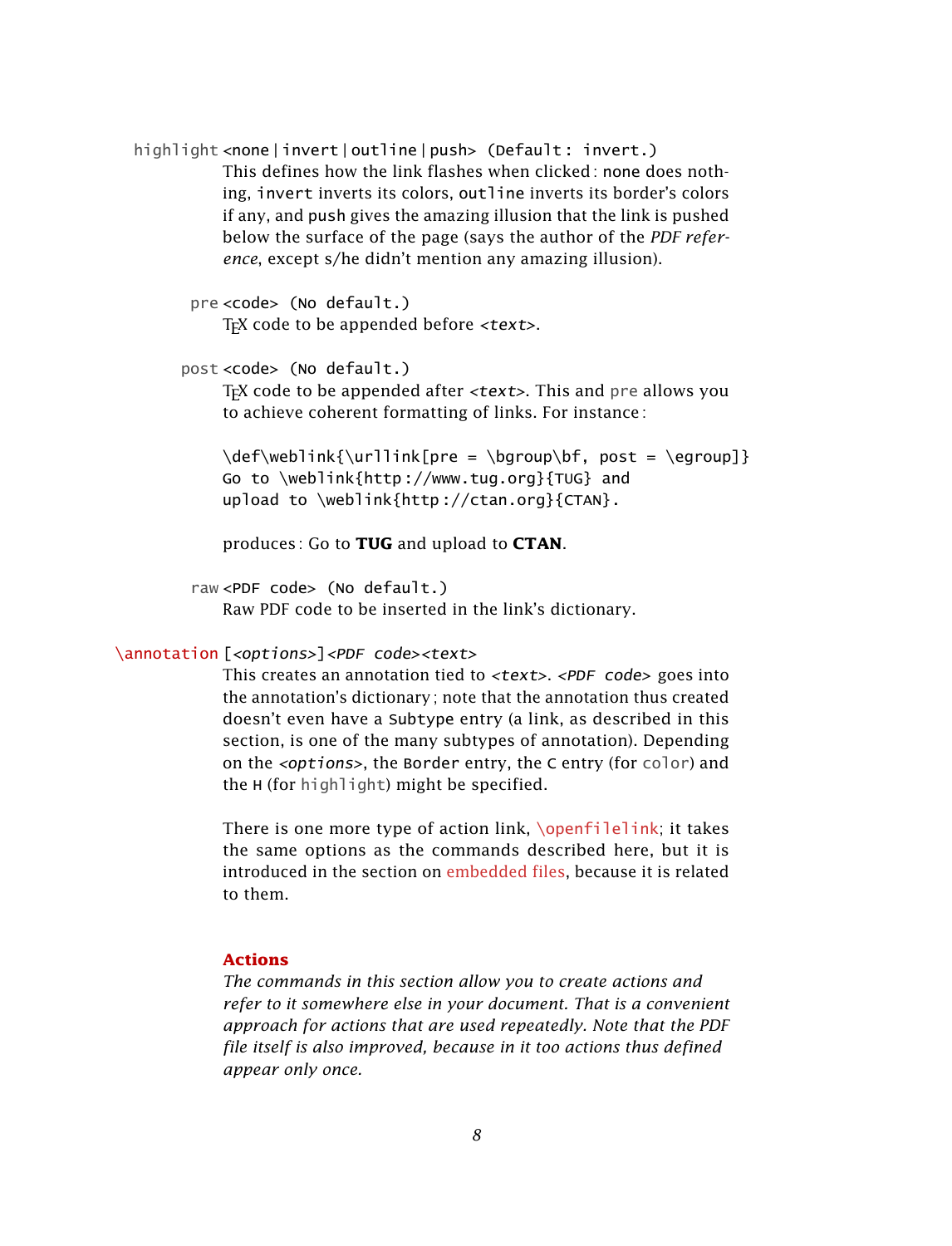highlight `<none|invert|outline|push>` (Default: invert.)
: This defines how the link flashes when clicked: `none` does nothing, `invert` inverts its colors, `outline` inverts its border's colors if any, and `push` gives the amazing illusion that the link is pushed below the surface of the page (says the author of the *PDF reference*, except s/he didn't mention any amazing illusion).

pre `<code>` (No default.)
: TEX code to be appended before *<text>*.

post `<code>` (No default.)
: TEX code to be appended after *<text>*. This and pre allows you to achieve coherent formatting of links. For instance:

```
\def\weblink{\urllink[pre = \bgroup\bf, post = \egroup]}
Go to \weblink{http://www.tug.org}{TUG} and
upload to \weblink{http://ctan.org}{CTAN}.
```

produces: Go to **TUG** and upload to **CTAN**.

raw `<PDF code>` (No default.)
: Raw PDF code to be inserted in the link's dictionary.

\annotation [*<options>*]*<PDF code><text>*
: This creates an annotation tied to *<text>*. *<PDF code>* goes into the annotation's dictionary; note that the annotation thus created doesn't even have a `Subtype` entry (a link, as described in this section, is one of the many subtypes of annotation). Depending on the *<options>*, the `Border` entry, the `C` entry (for color) and the `H` (for highlight) might be specified.

There is one more type of action link, \openfilelink; it takes the same options as the commands described here, but it is introduced in the section on embedded files, because it is related to them.

## Actions

*The commands in this section allow you to create actions and refer to it somewhere else in your document. That is a convenient approach for actions that are used repeatedly. Note that the PDF file itself is also improved, because in it too actions thus defined appear only once.*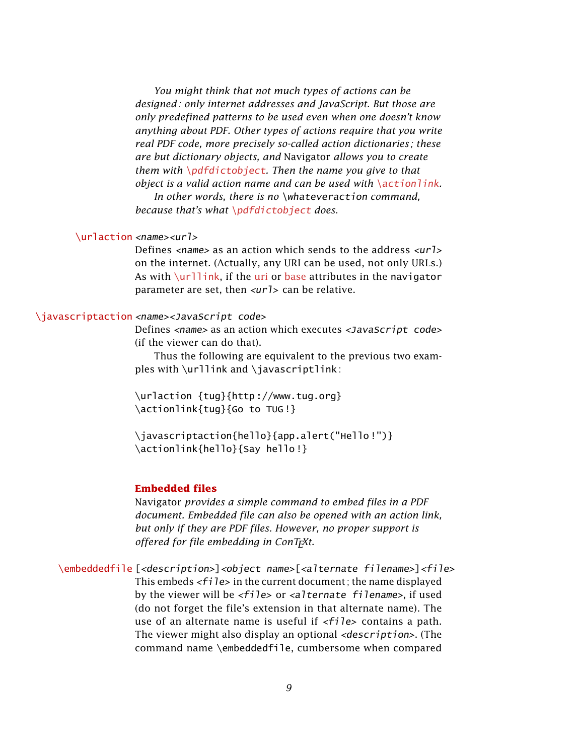*You might think that not much types of actions can be designed : only internet addresses and JavaScript. But those are only predefined patterns to be used even when one doesn't know anything about PDF. Other types of actions require that you write real PDF code, more precisely so-called action dictionaries ; these are but dictionary objects, and* Navigator *allows you to create them with* `\pdfdictobject`*. Then the name you give to that object is a valid action name and can be used with* `\actionlink`*.*

*In other words, there is no* `\whateveraction` *command, because that's what* `\pdfdictobject` *does.*

`\urlaction` *<name><url>*

Defines *<name>* as an action which sends to the address *<url>* on the internet. (Actually, any URI can be used, not only URLs.) As with `\urllink`, if the uri or base attributes in the `navigator` parameter are set, then *<url>* can be relative.

`\javascriptaction` *<name><JavaScript code>*

Defines *<name>* as an action which executes *<JavaScript code>* (if the viewer can do that).

Thus the following are equivalent to the previous two examples with `\urllink` and `\javascriptlink` :

```
\urlaction {tug}{http://www.tug.org}
\actionlink{tug}{Go to TUG!}

\javascriptaction{hello}{app.alert("Hello!")}
\actionlink{hello}{Say hello!}
```

## Embedded files

Navigator *provides a simple command to embed files in a PDF document. Embedded file can also be opened with an action link, but only if they are PDF files. However, no proper support is offered for file embedding in ConTEXt.*

`\embeddedfile` [*<description>*]*<object name>*[*<alternate filename>*]*<file>*

This embeds *<file>* in the current document ; the name displayed by the viewer will be *<file>* or *<alternate filename>*, if used (do not forget the file's extension in that alternate name). The use of an alternate name is useful if *<file>* contains a path. The viewer might also display an optional *<description>*. (The command name `\embeddedfile`, cumbersome when compared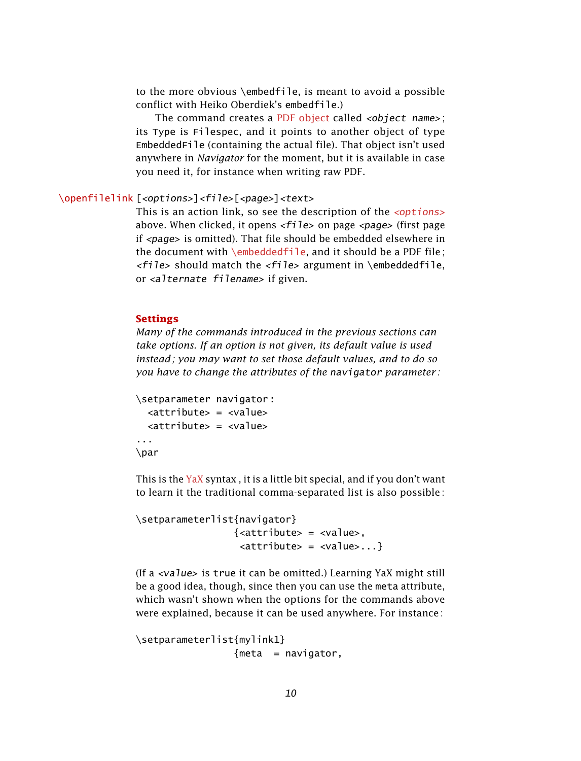to the more obvious \embedfile, is meant to avoid a possible conflict with Heiko Oberdiek's embedfile.)

The command creates a PDF object called *<object name>*; its Type is Filespec, and it points to another object of type EmbeddedFile (containing the actual file). That object isn't used anywhere in *Navigator* for the moment, but it is available in case you need it, for instance when writing raw PDF.

\openfilelink [*<options>*]*<file>*[*<page>*]*<text>*

This is an action link, so see the description of the *<options>* above. When clicked, it opens *<file>* on page *<page>* (first page if *<page>* is omitted). That file should be embedded elsewhere in the document with \embeddedfile, and it should be a PDF file; *<file>* should match the *<file>* argument in \embeddedfile, or *<alternate filename>* if given.

## Settings

*Many of the commands introduced in the previous sections can take options. If an option is not given, its default value is used instead; you may want to set those default values, and to do so you have to change the attributes of the* navigator *parameter:*

```
\setparameter navigator:
  <attribute> = <value>
  <attribute> = <value>
...
\par
```

This is the YaX syntax, it is a little bit special, and if you don't want to learn it the traditional comma-separated list is also possible:

```
\setparameterlist{navigator}
                 {<attribute> = <value>,
                  <attribute> = <value>...}
```

(If a *<value>* is true it can be omitted.) Learning YaX might still be a good idea, though, since then you can use the meta attribute, which wasn't shown when the options for the commands above were explained, because it can be used anywhere. For instance:

```
\setparameterlist{mylink1}
                 {meta  = navigator,
```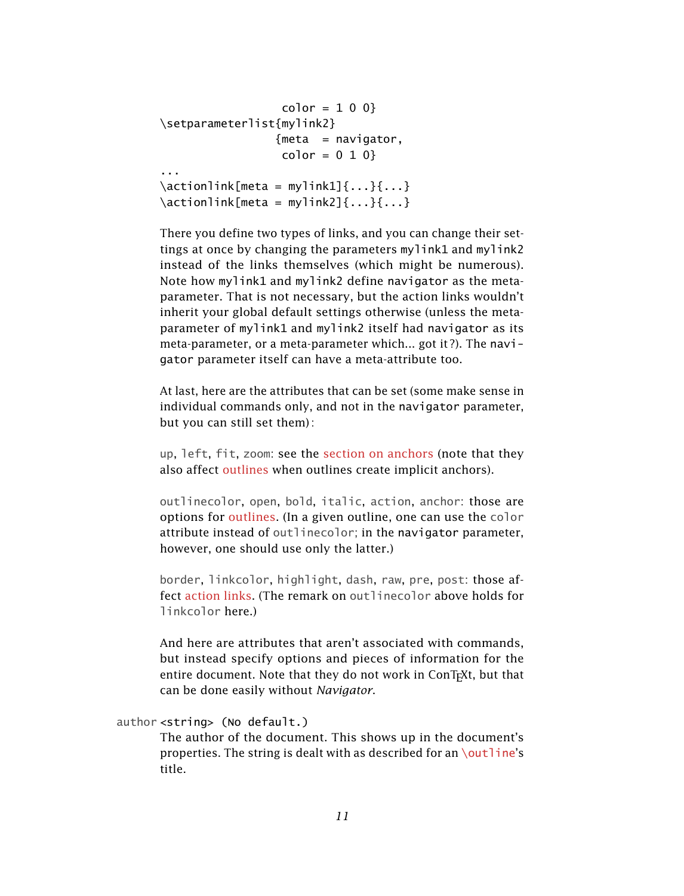```
                  color = 1 0 0}
\setparameterlist{mylink2}
                 {meta  = navigator,
                  color = 0 1 0}
...
\actionlink[meta = mylink1]{...}{...}
\actionlink[meta = mylink2]{...}{...}
```

There you define two types of links, and you can change their settings at once by changing the parameters `mylink1` and `mylink2` instead of the links themselves (which might be numerous). Note how `mylink1` and `mylink2` define `navigator` as the meta-parameter. That is not necessary, but the action links wouldn't inherit your global default settings otherwise (unless the meta-parameter of `mylink1` and `mylink2` itself had `navigator` as its meta-parameter, or a meta-parameter which... got it?). The `navigator` parameter itself can have a meta-attribute too.

At last, here are the attributes that can be set (some make sense in individual commands only, and not in the `navigator` parameter, but you can still set them):

`up`, `left`, `fit`, `zoom`: see the section on anchors (note that they also affect outlines when outlines create implicit anchors).

`outlinecolor`, `open`, `bold`, `italic`, `action`, `anchor`: those are options for outlines. (In a given outline, one can use the `color` attribute instead of `outlinecolor`; in the `navigator` parameter, however, one should use only the latter.)

`border`, `linkcolor`, `highlight`, `dash`, `raw`, `pre`, `post`: those affect action links. (The remark on `outlinecolor` above holds for `linkcolor` here.)

And here are attributes that aren't associated with commands, but instead specify options and pieces of information for the entire document. Note that they do not work in ConTeXt, but that can be done easily without *Navigator*.

`author` `<string>` `(No default.)`
: The author of the document. This shows up in the document's properties. The string is dealt with as described for an `\outline`'s title.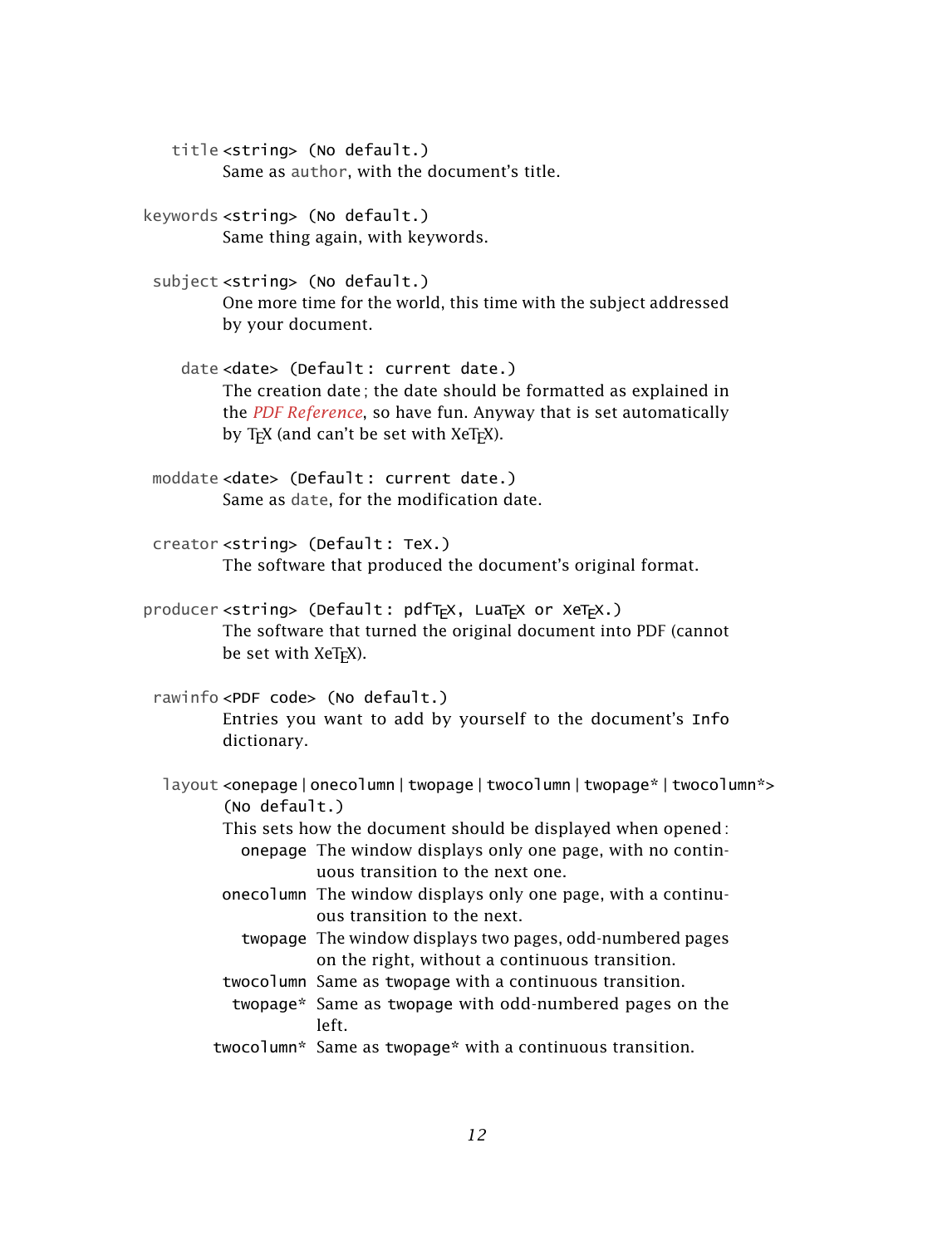title `<string>` `(No default.)`
: Same as author, with the document's title.

keywords `<string>` `(No default.)`
: Same thing again, with keywords.

subject `<string>` `(No default.)`
: One more time for the world, this time with the subject addressed by your document.

date `<date>` `(Default: current date.)`
: The creation date; the date should be formatted as explained in the *PDF Reference*, so have fun. Anyway that is set automatically by TEX (and can't be set with XeTEX).

moddate `<date>` `(Default: current date.)`
: Same as date, for the modification date.

creator `<string>` `(Default: TeX.)`
: The software that produced the document's original format.

producer `<string>` `(Default: pdfTEX, LuaTEX or XeTEX.)`
: The software that turned the original document into PDF (cannot be set with XeTEX).

rawinfo `<PDF code>` `(No default.)`
: Entries you want to add by yourself to the document's `Info` dictionary.

layout `<onepage | onecolumn | twopage | twocolumn | twopage* | twocolumn*>` `(No default.)`
: This sets how the document should be displayed when opened:

| | |
|---|---|
| onepage | The window displays only one page, with no continuous transition to the next one. |
| onecolumn | The window displays only one page, with a continuous transition to the next. |
| twopage | The window displays two pages, odd-numbered pages on the right, without a continuous transition. |
| twocolumn | Same as twopage with a continuous transition. |
| twopage* | Same as twopage with odd-numbered pages on the left. |
| twocolumn* | Same as twopage* with a continuous transition. |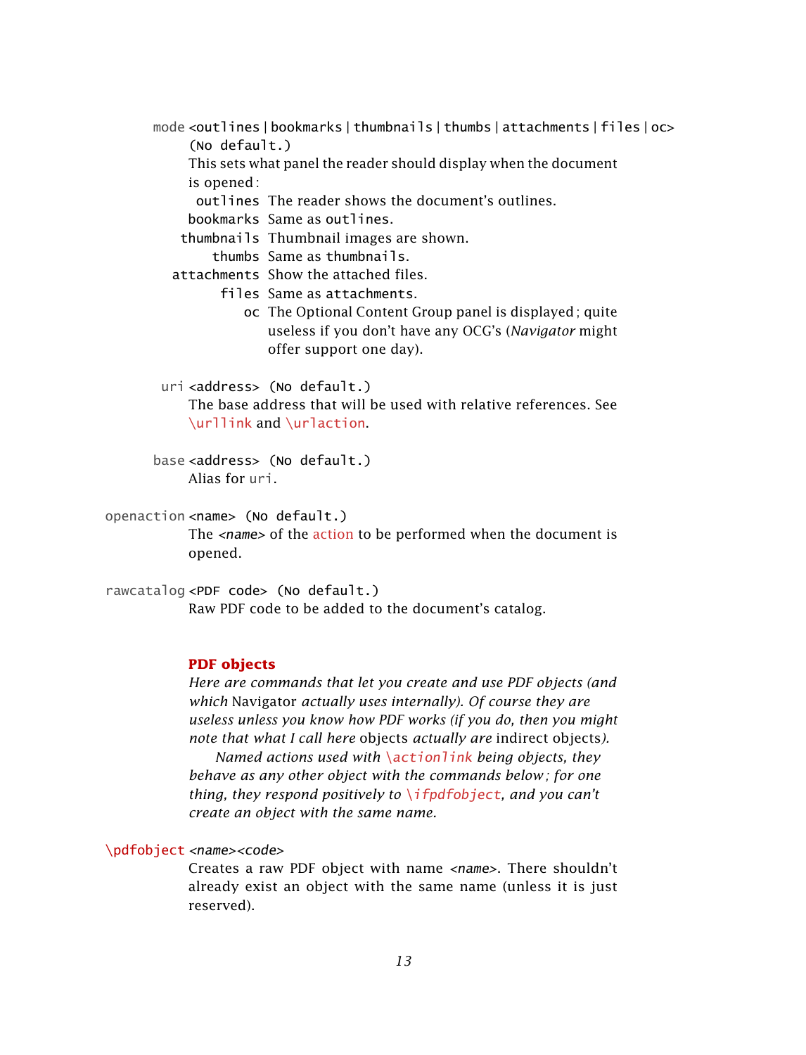mode <outlines | bookmarks | thumbnails | thumbs | attachments | files | oc> (No default.)
: This sets what panel the reader should display when the document is opened :

| | |
|---|---|
| outlines | The reader shows the document's outlines. |
| bookmarks | Same as outlines. |
| thumbnails | Thumbnail images are shown. |
| thumbs | Same as thumbnails. |
| attachments | Show the attached files. |
| files | Same as attachments. |
| oc | The Optional Content Group panel is displayed ; quite useless if you don't have any OCG's (*Navigator* might offer support one day). |

uri <address> (No default.)
: The base address that will be used with relative references. See \urllink and \urlaction.

base <address> (No default.)
: Alias for uri.

openaction <name> (No default.)
: The *<name>* of the action to be performed when the document is opened.

rawcatalog <PDF code> (No default.)
: Raw PDF code to be added to the document's catalog.

## PDF objects

*Here are commands that let you create and use PDF objects (and which* Navigator *actually uses internally). Of course they are useless unless you know how PDF works (if you do, then you might note that what I call here* objects *actually are* indirect objects*).*

*Named actions used with \actionlink being objects, they behave as any other object with the commands below ; for one thing, they respond positively to \ifpdfobject, and you can't create an object with the same name.*

\pdfobject *<name><code>*
: Creates a raw PDF object with name *<name>*. There shouldn't already exist an object with the same name (unless it is just reserved).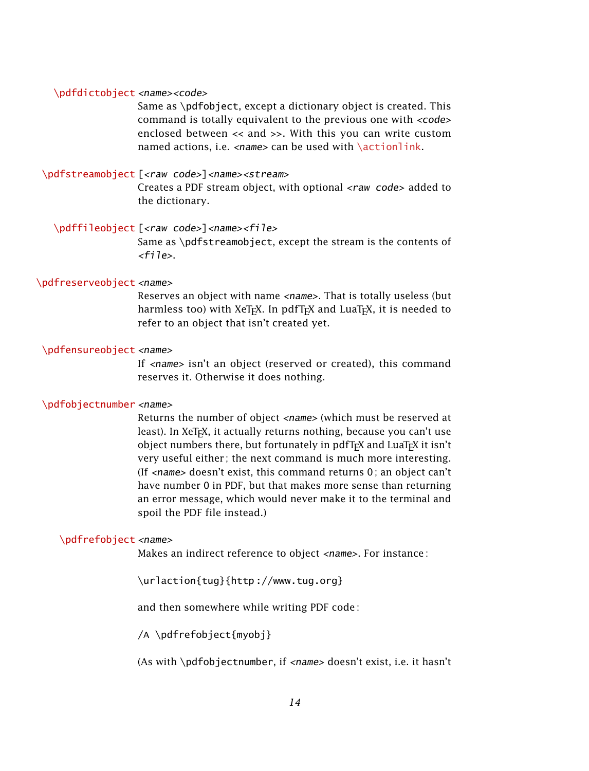`\pdfdictobject` *<name><code>*
: Same as `\pdfobject`, except a dictionary object is created. This command is totally equivalent to the previous one with *<code>* enclosed between `<<` and `>>`. With this you can write custom named actions, i.e. *<name>* can be used with `\actionlink`.

`\pdfstreamobject` [*<raw code>*]*<name><stream>*
: Creates a PDF stream object, with optional *<raw code>* added to the dictionary.

`\pdffileobject` [*<raw code>*]*<name><file>*
: Same as `\pdfstreamobject`, except the stream is the contents of *<file>*.

`\pdfreserveobject` *<name>*
: Reserves an object with name *<name>*. That is totally useless (but harmless too) with XeTEX. In pdfTEX and LuaTEX, it is needed to refer to an object that isn't created yet.

`\pdfensureobject` *<name>*
: If *<name>* isn't an object (reserved or created), this command reserves it. Otherwise it does nothing.

`\pdfobjectnumber` *<name>*
: Returns the number of object *<name>* (which must be reserved at least). In XeTEX, it actually returns nothing, because you can't use object numbers there, but fortunately in pdfTEX and LuaTEX it isn't very useful either ; the next command is much more interesting. (If *<name>* doesn't exist, this command returns 0 ; an object can't have number 0 in PDF, but that makes more sense than returning an error message, which would never make it to the terminal and spoil the PDF file instead.)

`\pdfrefobject` *<name>*
: Makes an indirect reference to object *<name>*. For instance :

```
\urlaction{tug}{http://www.tug.org}
```

and then somewhere while writing PDF code :

```
/A \pdfrefobject{myobj}
```

(As with `\pdfobjectnumber`, if *<name>* doesn't exist, i.e. it hasn't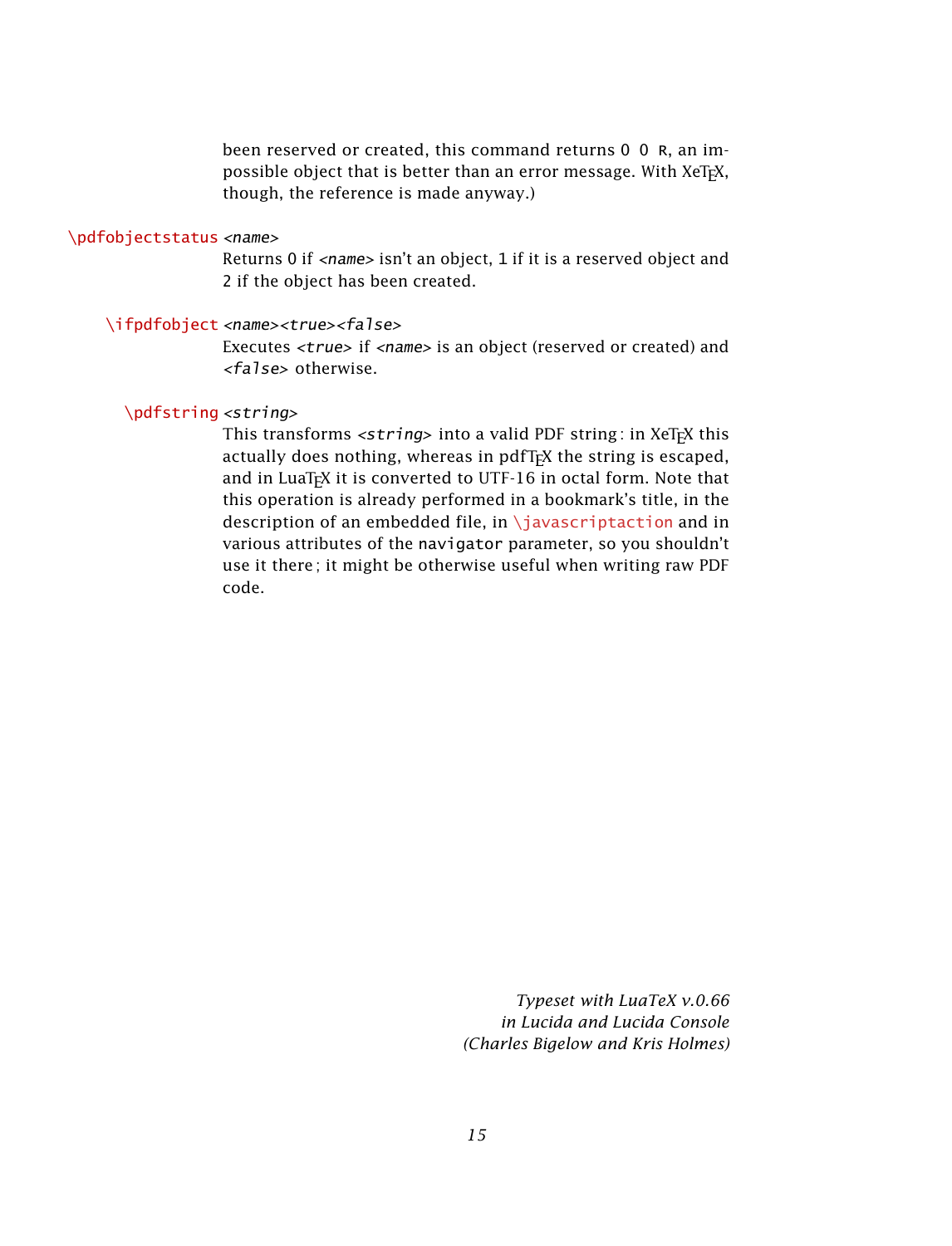been reserved or created, this command returns `0 0 R`, an impossible object that is better than an error message. With XeTeX, though, the reference is made anyway.)

`\pdfobjectstatus <name>`
Returns 0 if *<name>* isn't an object, 1 if it is a reserved object and 2 if the object has been created.

`\ifpdfobject <name><true><false>`
Executes *<true>* if *<name>* is an object (reserved or created) and *<false>* otherwise.

`\pdfstring <string>`
This transforms *<string>* into a valid PDF string : in XeTeX this actually does nothing, whereas in pdfTeX the string is escaped, and in LuaTeX it is converted to UTF-16 in octal form. Note that this operation is already performed in a bookmark's title, in the description of an embedded file, in `\javascriptaction` and in various attributes of the `navigator` parameter, so you shouldn't use it there ; it might be otherwise useful when writing raw PDF code.

*Typeset with LuaTeX v.0.66*
*in Lucida and Lucida Console*
*(Charles Bigelow and Kris Holmes)*